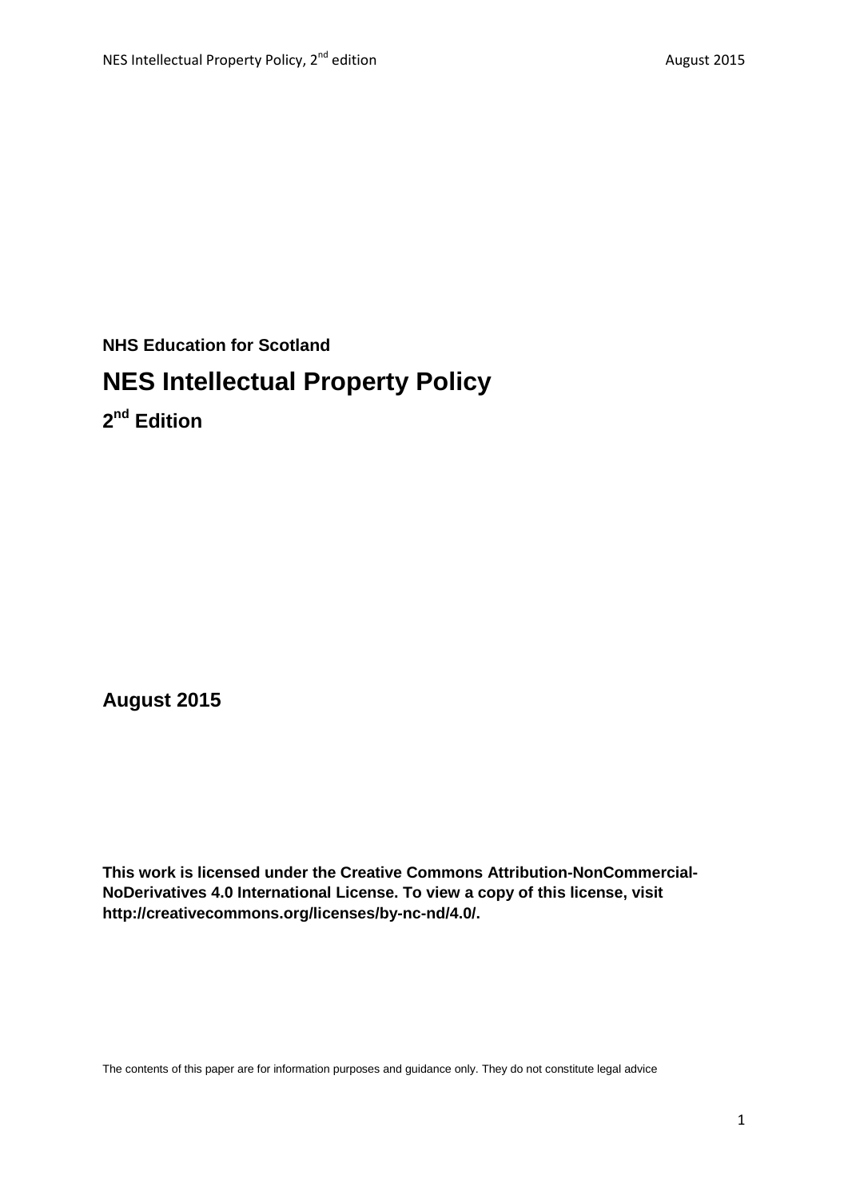**NHS Education for Scotland**

# NES Intellectual Property Policy

## 2nd Edition

**August 2015**

**This work is licensed under the Creative Commons Attribution-NonCommercial-NoDerivatives 4.0 International License. To view a copy of this license, visit http://creativecommons.org/licenses/by-nc-nd/4.0/.**

The contents of this paper are for information purposes and guidance only. They do not constitute legal advice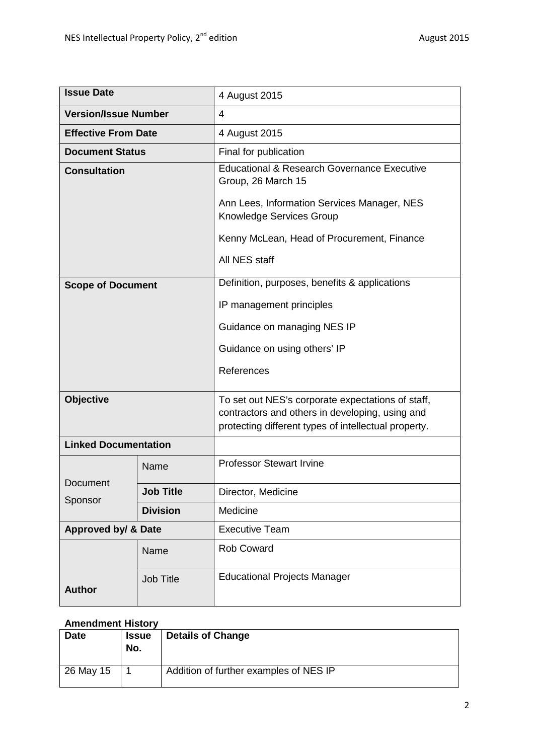| | | |
|---|---|---|
| **Issue Date** | | 4 August 2015 |
| **Version/Issue Number** | | 4 |
| **Effective From Date** | | 4 August 2015 |
| **Document Status** | | Final for publication |
| **Consultation** | | Educational & Research Governance Executive Group, 26 March 15<br><br>Ann Lees, Information Services Manager, NES Knowledge Services Group<br><br>Kenny McLean, Head of Procurement, Finance<br><br>All NES staff |
| **Scope of Document** | | Definition, purposes, benefits & applications<br><br>IP management principles<br><br>Guidance on managing NES IP<br><br>Guidance on using others' IP<br><br>References |
| **Objective** | | To set out NES's corporate expectations of staff, contractors and others in developing, using and protecting different types of intellectual property. |
| **Linked Documentation** | | |
| Document Sponsor | Name | Professor Stewart Irvine |
| | **Job Title** | Director, Medicine |
| | **Division** | Medicine |
| **Approved by/ & Date** | | Executive Team |
| **Author** | Name | Rob Coward |
| | Job Title | Educational Projects Manager |

**Amendment History**

| **Date** | **Issue No.** | **Details of Change** |
|---|---|---|
| 26 May 15 | 1 | Addition of further examples of NES IP |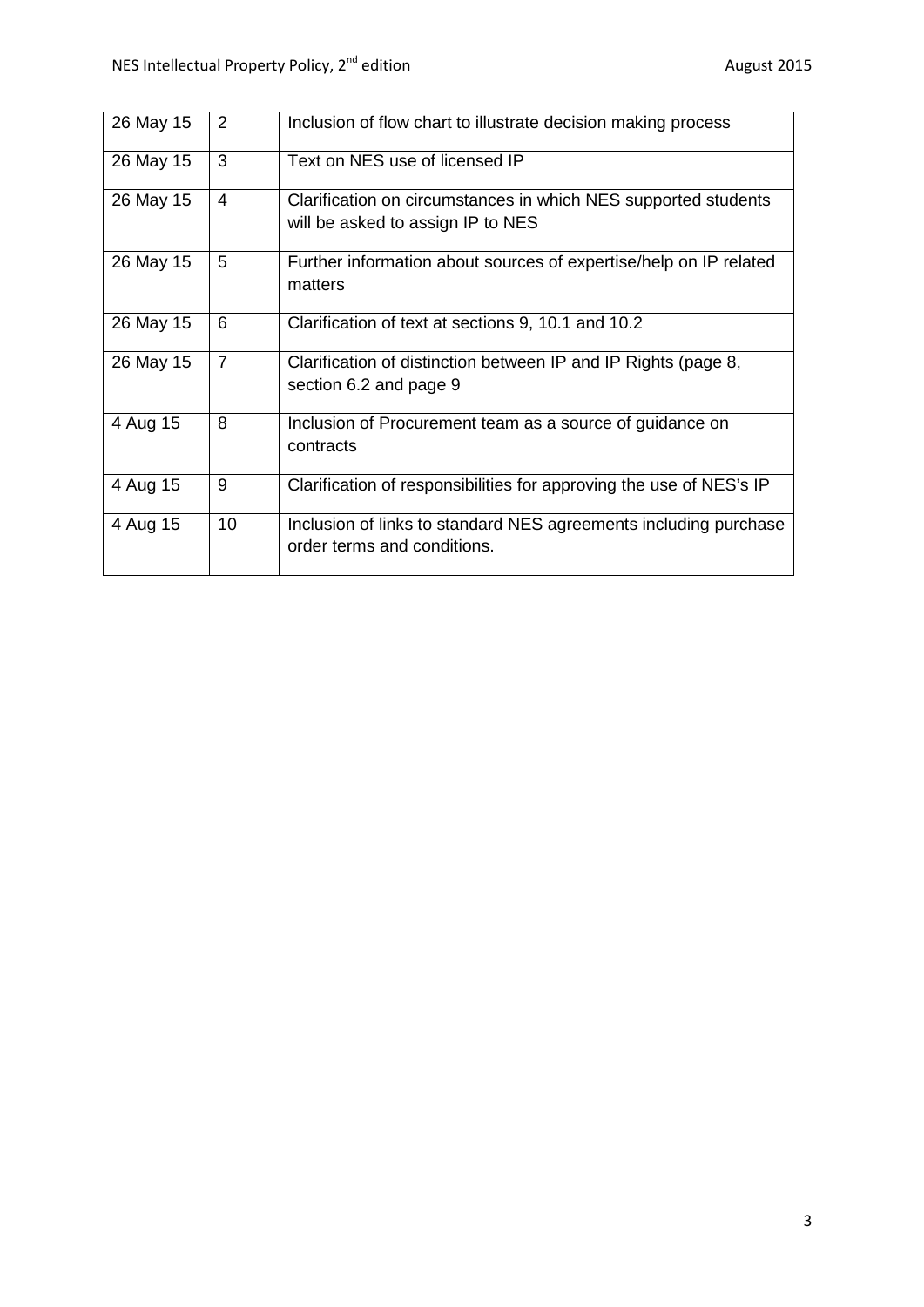| | | |
|---|---|---|
| 26 May 15 | 2 | Inclusion of flow chart to illustrate decision making process |
| 26 May 15 | 3 | Text on NES use of licensed IP |
| 26 May 15 | 4 | Clarification on circumstances in which NES supported students will be asked to assign IP to NES |
| 26 May 15 | 5 | Further information about sources of expertise/help on IP related matters |
| 26 May 15 | 6 | Clarification of text at sections 9, 10.1 and 10.2 |
| 26 May 15 | 7 | Clarification of distinction between IP and IP Rights (page 8, section 6.2 and page 9 |
| 4 Aug 15 | 8 | Inclusion of Procurement team as a source of guidance on contracts |
| 4 Aug 15 | 9 | Clarification of responsibilities for approving the use of NES's IP |
| 4 Aug 15 | 10 | Inclusion of links to standard NES agreements including purchase order terms and conditions. |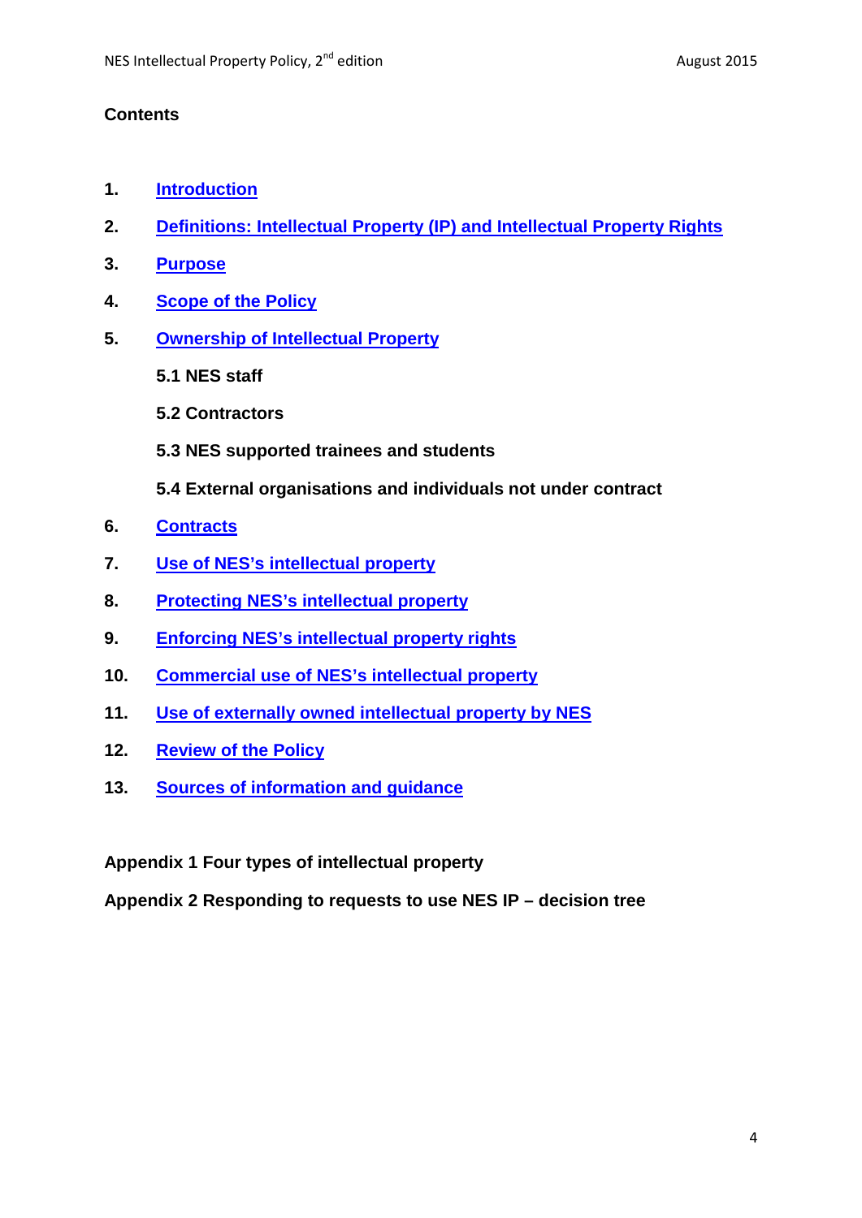**Contents**

1. Introduction
2. Definitions: Intellectual Property (IP) and Intellectual Property Rights
3. Purpose
4. Scope of the Policy
5. Ownership of Intellectual Property
   - **5.1 NES staff**
   - **5.2 Contractors**
   - **5.3 NES supported trainees and students**
   - **5.4 External organisations and individuals not under contract**
6. Contracts
7. Use of NES's intellectual property
8. Protecting NES's intellectual property
9. Enforcing NES's intellectual property rights
10. Commercial use of NES's intellectual property
11. Use of externally owned intellectual property by NES
12. Review of the Policy
13. Sources of information and guidance

**Appendix 1 Four types of intellectual property**

**Appendix 2 Responding to requests to use NES IP – decision tree**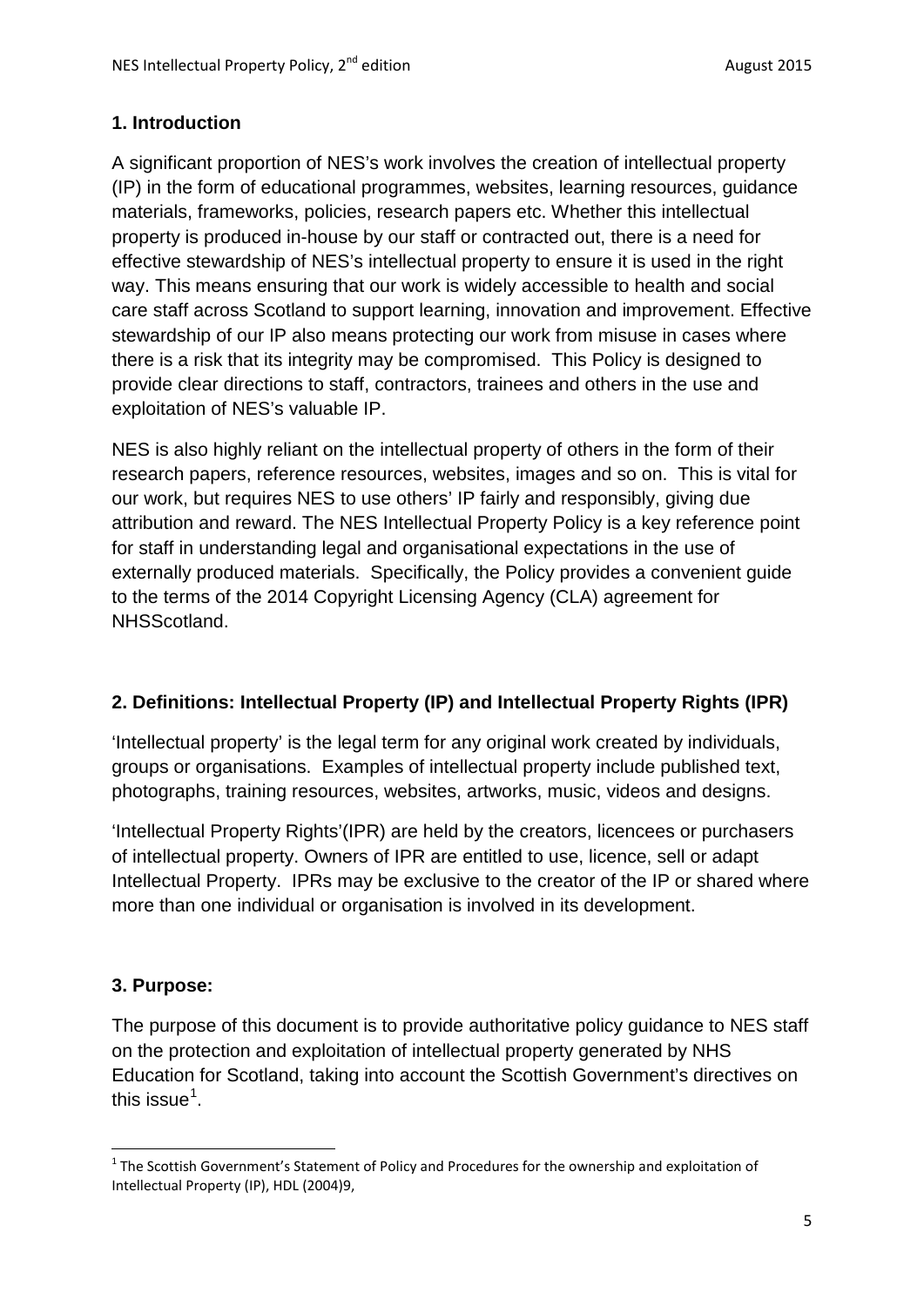## 1. Introduction

A significant proportion of NES's work involves the creation of intellectual property (IP) in the form of educational programmes, websites, learning resources, guidance materials, frameworks, policies, research papers etc. Whether this intellectual property is produced in-house by our staff or contracted out, there is a need for effective stewardship of NES's intellectual property to ensure it is used in the right way. This means ensuring that our work is widely accessible to health and social care staff across Scotland to support learning, innovation and improvement. Effective stewardship of our IP also means protecting our work from misuse in cases where there is a risk that its integrity may be compromised. This Policy is designed to provide clear directions to staff, contractors, trainees and others in the use and exploitation of NES's valuable IP.

NES is also highly reliant on the intellectual property of others in the form of their research papers, reference resources, websites, images and so on. This is vital for our work, but requires NES to use others' IP fairly and responsibly, giving due attribution and reward. The NES Intellectual Property Policy is a key reference point for staff in understanding legal and organisational expectations in the use of externally produced materials. Specifically, the Policy provides a convenient guide to the terms of the 2014 Copyright Licensing Agency (CLA) agreement for NHSScotland.

## 2. Definitions: Intellectual Property (IP) and Intellectual Property Rights (IPR)

'Intellectual property' is the legal term for any original work created by individuals, groups or organisations. Examples of intellectual property include published text, photographs, training resources, websites, artworks, music, videos and designs.

'Intellectual Property Rights'(IPR) are held by the creators, licencees or purchasers of intellectual property. Owners of IPR are entitled to use, licence, sell or adapt Intellectual Property. IPRs may be exclusive to the creator of the IP or shared where more than one individual or organisation is involved in its development.

## 3. Purpose:

The purpose of this document is to provide authoritative policy guidance to NES staff on the protection and exploitation of intellectual property generated by NHS Education for Scotland, taking into account the Scottish Government's directives on this issue[1].

[1] The Scottish Government's Statement of Policy and Procedures for the ownership and exploitation of Intellectual Property (IP), HDL (2004)9,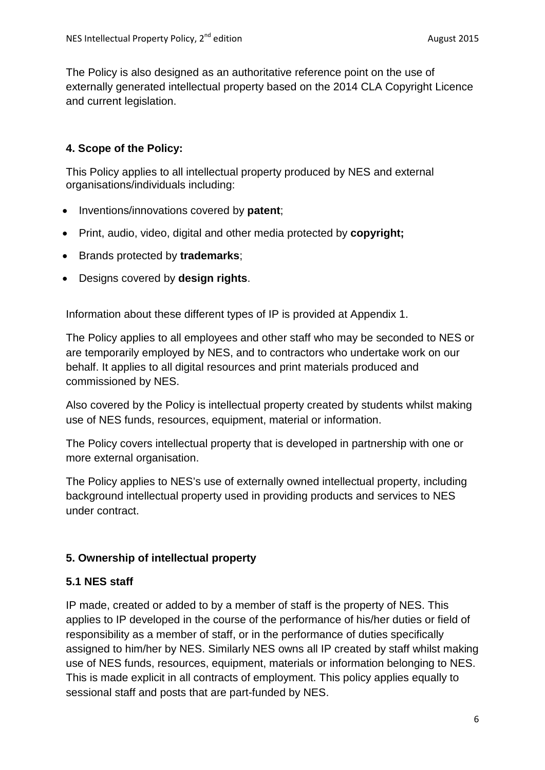The Policy is also designed as an authoritative reference point on the use of externally generated intellectual property based on the 2014 CLA Copyright Licence and current legislation.

## 4. Scope of the Policy:

This Policy applies to all intellectual property produced by NES and external organisations/individuals including:

- Inventions/innovations covered by **patent**;
- Print, audio, video, digital and other media protected by **copyright;**
- Brands protected by **trademarks**;
- Designs covered by **design rights**.

Information about these different types of IP is provided at Appendix 1.

The Policy applies to all employees and other staff who may be seconded to NES or are temporarily employed by NES, and to contractors who undertake work on our behalf. It applies to all digital resources and print materials produced and commissioned by NES.

Also covered by the Policy is intellectual property created by students whilst making use of NES funds, resources, equipment, material or information.

The Policy covers intellectual property that is developed in partnership with one or more external organisation.

The Policy applies to NES's use of externally owned intellectual property, including background intellectual property used in providing products and services to NES under contract.

## 5. Ownership of intellectual property

### 5.1 NES staff

IP made, created or added to by a member of staff is the property of NES. This applies to IP developed in the course of the performance of his/her duties or field of responsibility as a member of staff, or in the performance of duties specifically assigned to him/her by NES. Similarly NES owns all IP created by staff whilst making use of NES funds, resources, equipment, materials or information belonging to NES. This is made explicit in all contracts of employment. This policy applies equally to sessional staff and posts that are part-funded by NES.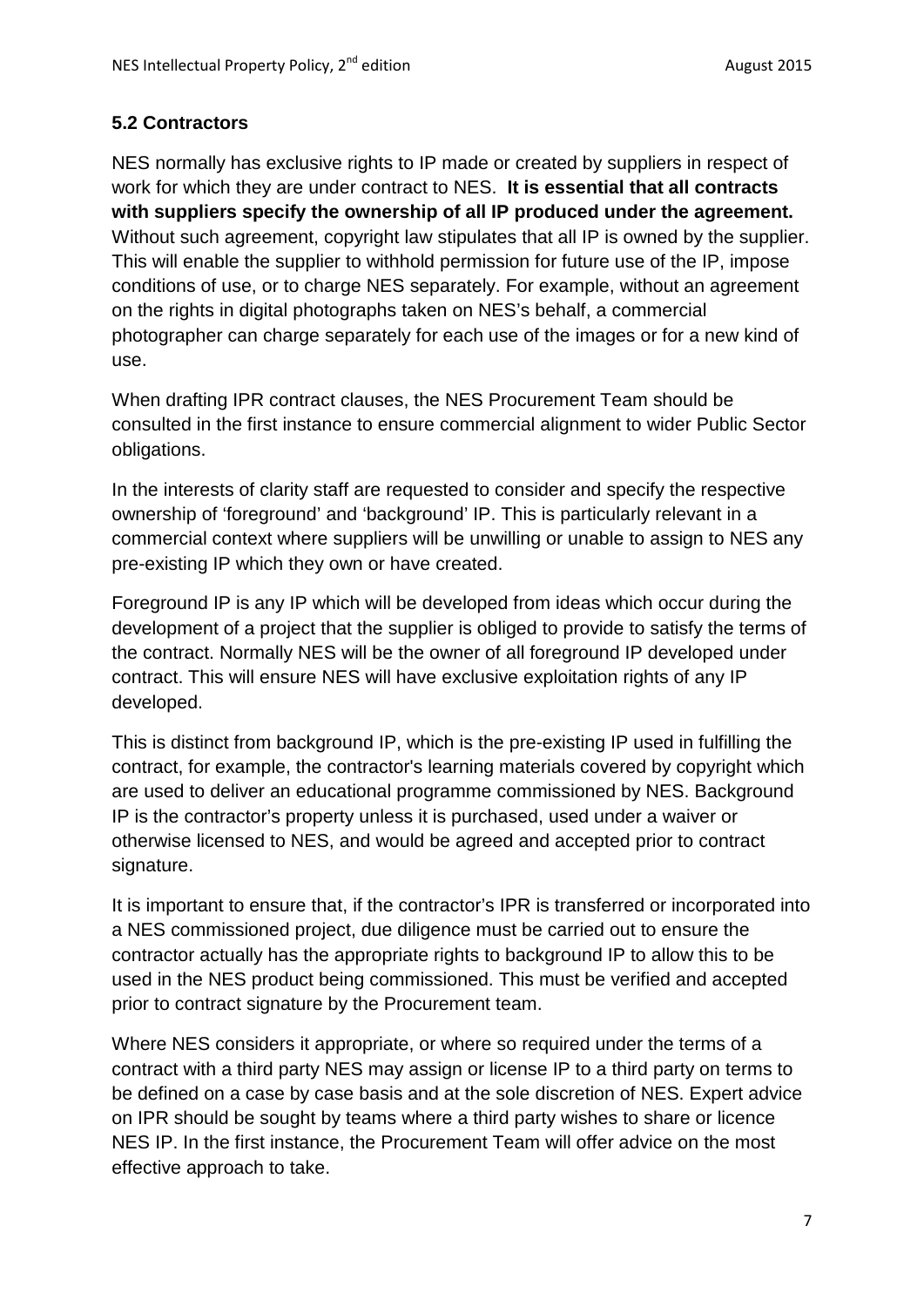### 5.2 Contractors

NES normally has exclusive rights to IP made or created by suppliers in respect of work for which they are under contract to NES. **It is essential that all contracts with suppliers specify the ownership of all IP produced under the agreement.** Without such agreement, copyright law stipulates that all IP is owned by the supplier. This will enable the supplier to withhold permission for future use of the IP, impose conditions of use, or to charge NES separately. For example, without an agreement on the rights in digital photographs taken on NES's behalf, a commercial photographer can charge separately for each use of the images or for a new kind of use.

When drafting IPR contract clauses, the NES Procurement Team should be consulted in the first instance to ensure commercial alignment to wider Public Sector obligations.

In the interests of clarity staff are requested to consider and specify the respective ownership of 'foreground' and 'background' IP. This is particularly relevant in a commercial context where suppliers will be unwilling or unable to assign to NES any pre-existing IP which they own or have created.

Foreground IP is any IP which will be developed from ideas which occur during the development of a project that the supplier is obliged to provide to satisfy the terms of the contract. Normally NES will be the owner of all foreground IP developed under contract. This will ensure NES will have exclusive exploitation rights of any IP developed.

This is distinct from background IP, which is the pre-existing IP used in fulfilling the contract, for example, the contractor's learning materials covered by copyright which are used to deliver an educational programme commissioned by NES. Background IP is the contractor's property unless it is purchased, used under a waiver or otherwise licensed to NES, and would be agreed and accepted prior to contract signature.

It is important to ensure that, if the contractor's IPR is transferred or incorporated into a NES commissioned project, due diligence must be carried out to ensure the contractor actually has the appropriate rights to background IP to allow this to be used in the NES product being commissioned. This must be verified and accepted prior to contract signature by the Procurement team.

Where NES considers it appropriate, or where so required under the terms of a contract with a third party NES may assign or license IP to a third party on terms to be defined on a case by case basis and at the sole discretion of NES. Expert advice on IPR should be sought by teams where a third party wishes to share or licence NES IP. In the first instance, the Procurement Team will offer advice on the most effective approach to take.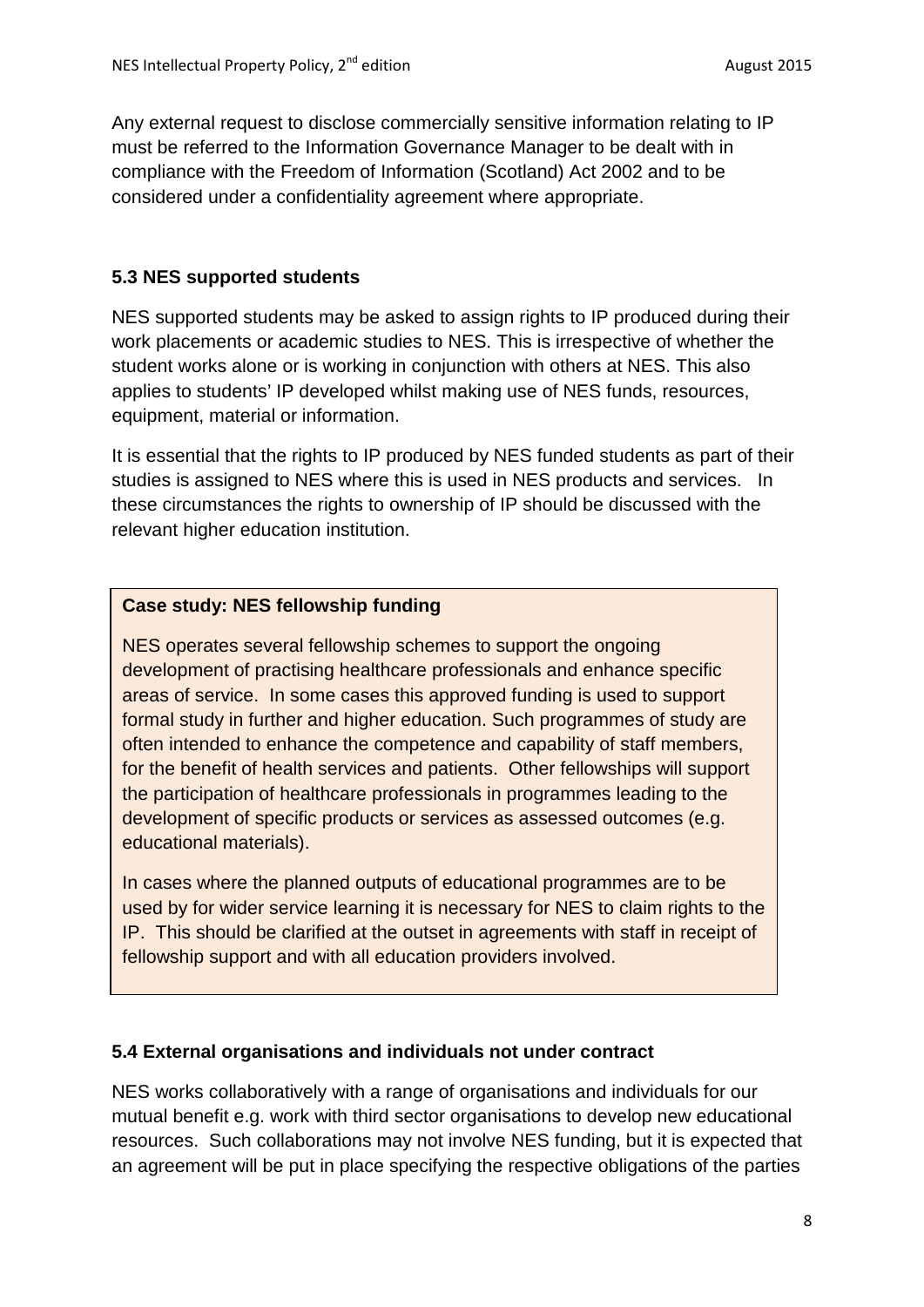Any external request to disclose commercially sensitive information relating to IP must be referred to the Information Governance Manager to be dealt with in compliance with the Freedom of Information (Scotland) Act 2002 and to be considered under a confidentiality agreement where appropriate.

### 5.3 NES supported students

NES supported students may be asked to assign rights to IP produced during their work placements or academic studies to NES. This is irrespective of whether the student works alone or is working in conjunction with others at NES. This also applies to students' IP developed whilst making use of NES funds, resources, equipment, material or information.

It is essential that the rights to IP produced by NES funded students as part of their studies is assigned to NES where this is used in NES products and services. In these circumstances the rights to ownership of IP should be discussed with the relevant higher education institution.

> **Case study: NES fellowship funding**
>
> NES operates several fellowship schemes to support the ongoing development of practising healthcare professionals and enhance specific areas of service. In some cases this approved funding is used to support formal study in further and higher education. Such programmes of study are often intended to enhance the competence and capability of staff members, for the benefit of health services and patients. Other fellowships will support the participation of healthcare professionals in programmes leading to the development of specific products or services as assessed outcomes (e.g. educational materials).
>
> In cases where the planned outputs of educational programmes are to be used by for wider service learning it is necessary for NES to claim rights to the IP. This should be clarified at the outset in agreements with staff in receipt of fellowship support and with all education providers involved.

### 5.4 External organisations and individuals not under contract

NES works collaboratively with a range of organisations and individuals for our mutual benefit e.g. work with third sector organisations to develop new educational resources. Such collaborations may not involve NES funding, but it is expected that an agreement will be put in place specifying the respective obligations of the parties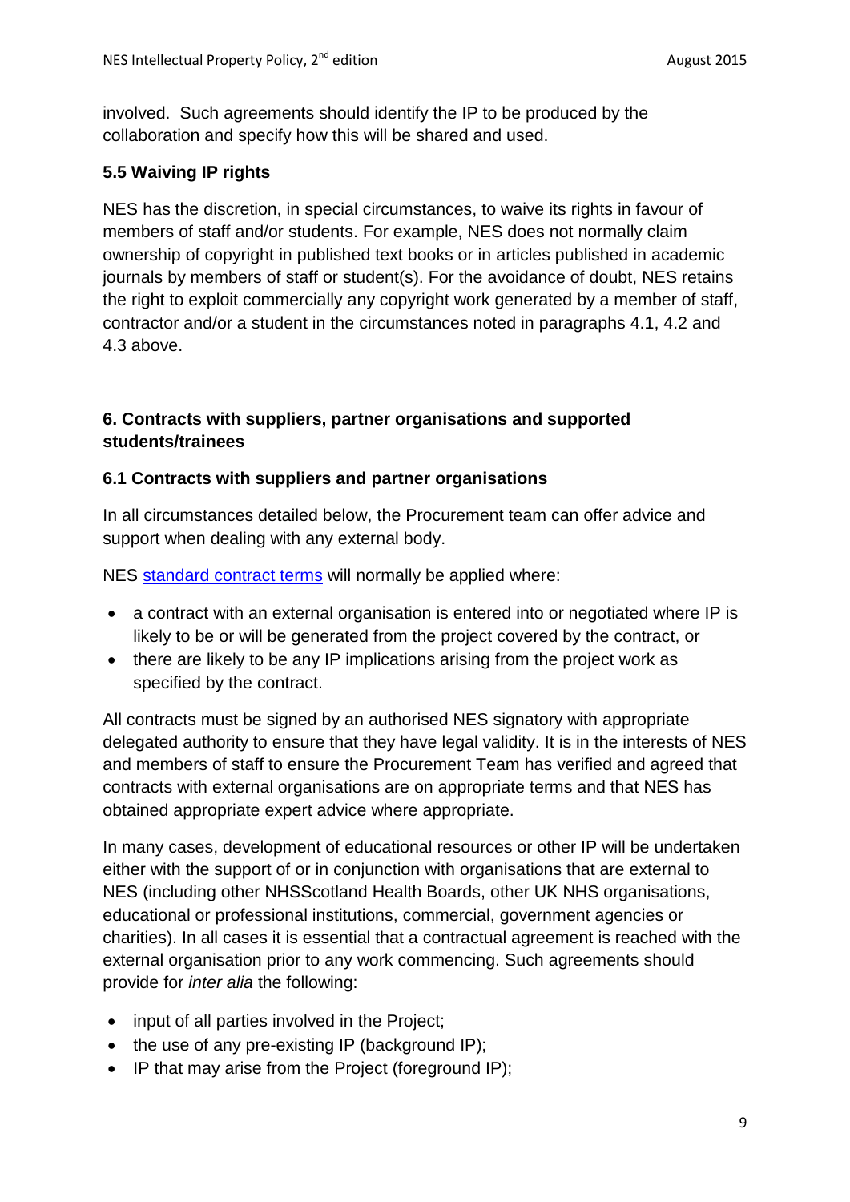involved. Such agreements should identify the IP to be produced by the collaboration and specify how this will be shared and used.

### 5.5 Waiving IP rights

NES has the discretion, in special circumstances, to waive its rights in favour of members of staff and/or students. For example, NES does not normally claim ownership of copyright in published text books or in articles published in academic journals by members of staff or student(s). For the avoidance of doubt, NES retains the right to exploit commercially any copyright work generated by a member of staff, contractor and/or a student in the circumstances noted in paragraphs 4.1, 4.2 and 4.3 above.

## 6. Contracts with suppliers, partner organisations and supported students/trainees

### 6.1 Contracts with suppliers and partner organisations

In all circumstances detailed below, the Procurement team can offer advice and support when dealing with any external body.

NES [standard contract terms]() will normally be applied where:

- a contract with an external organisation is entered into or negotiated where IP is likely to be or will be generated from the project covered by the contract, or
- there are likely to be any IP implications arising from the project work as specified by the contract.

All contracts must be signed by an authorised NES signatory with appropriate delegated authority to ensure that they have legal validity. It is in the interests of NES and members of staff to ensure the Procurement Team has verified and agreed that contracts with external organisations are on appropriate terms and that NES has obtained appropriate expert advice where appropriate.

In many cases, development of educational resources or other IP will be undertaken either with the support of or in conjunction with organisations that are external to NES (including other NHSScotland Health Boards, other UK NHS organisations, educational or professional institutions, commercial, government agencies or charities). In all cases it is essential that a contractual agreement is reached with the external organisation prior to any work commencing. Such agreements should provide for *inter alia* the following:

- input of all parties involved in the Project;
- the use of any pre-existing IP (background IP);
- IP that may arise from the Project (foreground IP);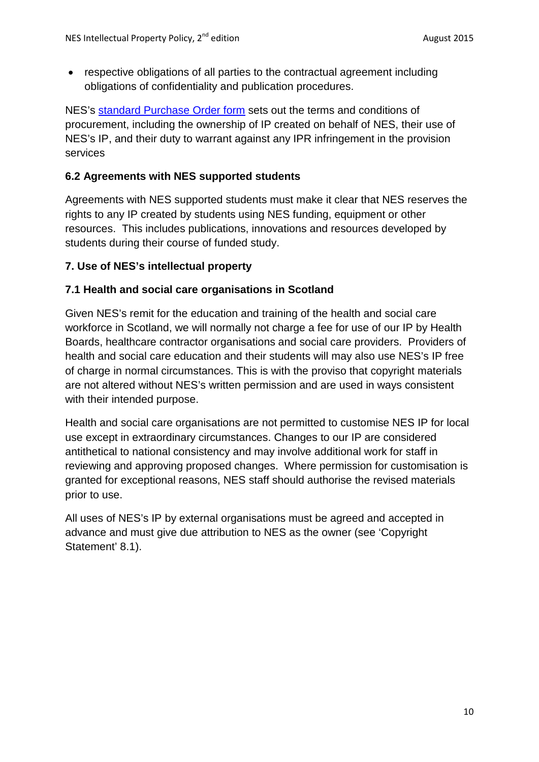- respective obligations of all parties to the contractual agreement including obligations of confidentiality and publication procedures.

NES's [standard Purchase Order form]() sets out the terms and conditions of procurement, including the ownership of IP created on behalf of NES, their use of NES's IP, and their duty to warrant against any IPR infringement in the provision services

### 6.2 Agreements with NES supported students

Agreements with NES supported students must make it clear that NES reserves the rights to any IP created by students using NES funding, equipment or other resources. This includes publications, innovations and resources developed by students during their course of funded study.

## 7. Use of NES's intellectual property

### 7.1 Health and social care organisations in Scotland

Given NES's remit for the education and training of the health and social care workforce in Scotland, we will normally not charge a fee for use of our IP by Health Boards, healthcare contractor organisations and social care providers. Providers of health and social care education and their students will may also use NES's IP free of charge in normal circumstances. This is with the proviso that copyright materials are not altered without NES's written permission and are used in ways consistent with their intended purpose.

Health and social care organisations are not permitted to customise NES IP for local use except in extraordinary circumstances. Changes to our IP are considered antithetical to national consistency and may involve additional work for staff in reviewing and approving proposed changes. Where permission for customisation is granted for exceptional reasons, NES staff should authorise the revised materials prior to use.

All uses of NES's IP by external organisations must be agreed and accepted in advance and must give due attribution to NES as the owner (see 'Copyright Statement' 8.1).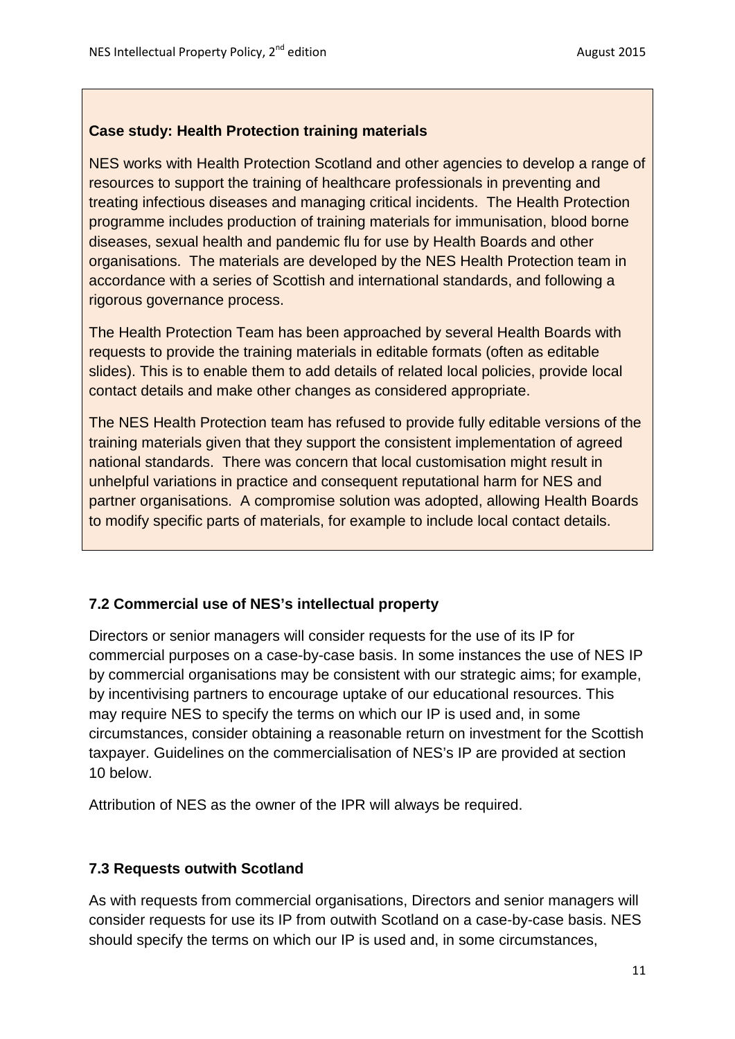**Case study: Health Protection training materials**

NES works with Health Protection Scotland and other agencies to develop a range of resources to support the training of healthcare professionals in preventing and treating infectious diseases and managing critical incidents. The Health Protection programme includes production of training materials for immunisation, blood borne diseases, sexual health and pandemic flu for use by Health Boards and other organisations. The materials are developed by the NES Health Protection team in accordance with a series of Scottish and international standards, and following a rigorous governance process.

The Health Protection Team has been approached by several Health Boards with requests to provide the training materials in editable formats (often as editable slides). This is to enable them to add details of related local policies, provide local contact details and make other changes as considered appropriate.

The NES Health Protection team has refused to provide fully editable versions of the training materials given that they support the consistent implementation of agreed national standards. There was concern that local customisation might result in unhelpful variations in practice and consequent reputational harm for NES and partner organisations. A compromise solution was adopted, allowing Health Boards to modify specific parts of materials, for example to include local contact details.

### 7.2 Commercial use of NES's intellectual property

Directors or senior managers will consider requests for the use of its IP for commercial purposes on a case-by-case basis. In some instances the use of NES IP by commercial organisations may be consistent with our strategic aims; for example, by incentivising partners to encourage uptake of our educational resources. This may require NES to specify the terms on which our IP is used and, in some circumstances, consider obtaining a reasonable return on investment for the Scottish taxpayer. Guidelines on the commercialisation of NES's IP are provided at section 10 below.

Attribution of NES as the owner of the IPR will always be required.

### 7.3 Requests outwith Scotland

As with requests from commercial organisations, Directors and senior managers will consider requests for use its IP from outwith Scotland on a case-by-case basis. NES should specify the terms on which our IP is used and, in some circumstances,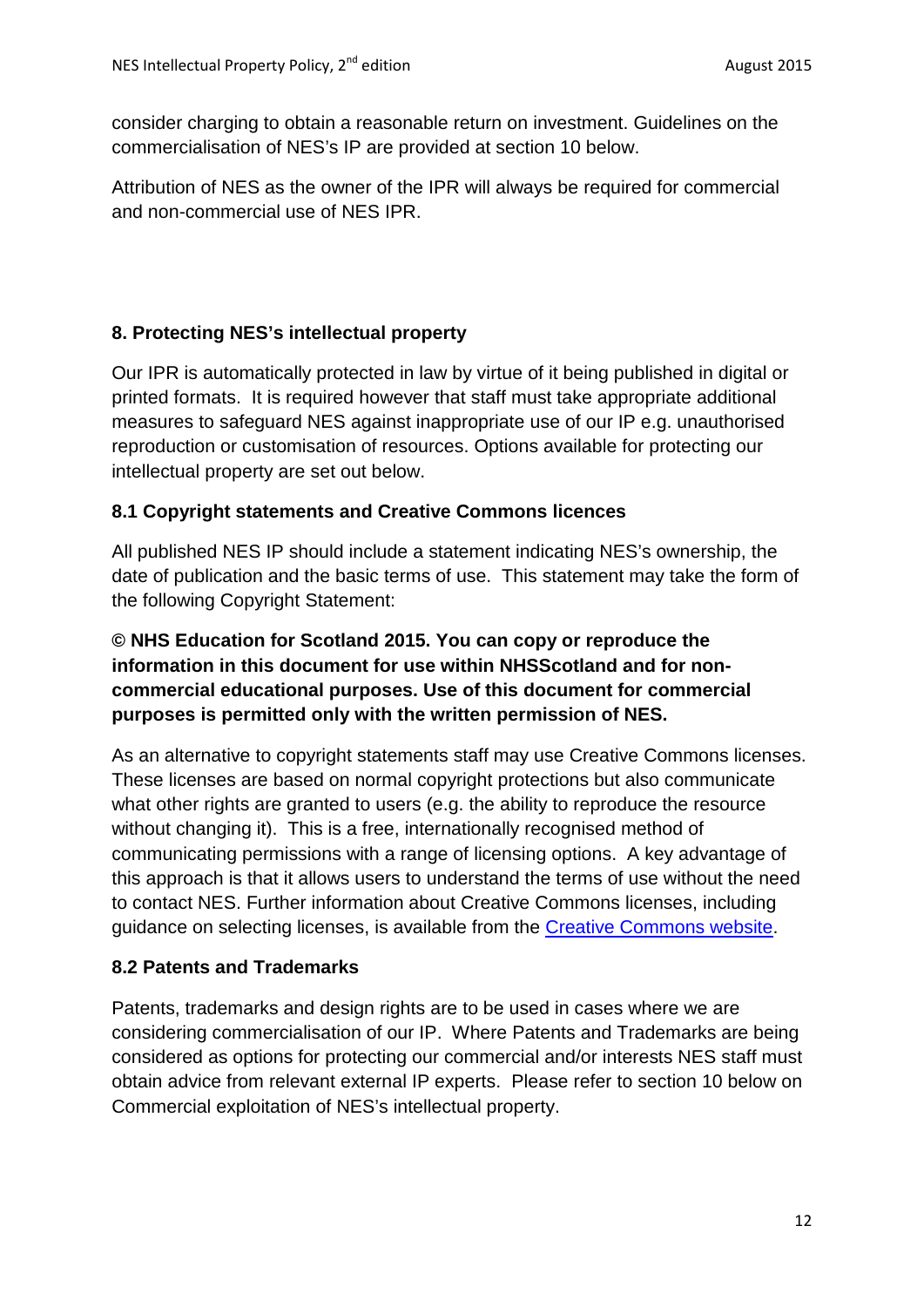consider charging to obtain a reasonable return on investment. Guidelines on the commercialisation of NES's IP are provided at section 10 below.

Attribution of NES as the owner of the IPR will always be required for commercial and non-commercial use of NES IPR.

## 8. Protecting NES's intellectual property

Our IPR is automatically protected in law by virtue of it being published in digital or printed formats. It is required however that staff must take appropriate additional measures to safeguard NES against inappropriate use of our IP e.g. unauthorised reproduction or customisation of resources. Options available for protecting our intellectual property are set out below.

### 8.1 Copyright statements and Creative Commons licences

All published NES IP should include a statement indicating NES's ownership, the date of publication and the basic terms of use. This statement may take the form of the following Copyright Statement:

**© NHS Education for Scotland 2015. You can copy or reproduce the information in this document for use within NHSScotland and for non-commercial educational purposes. Use of this document for commercial purposes is permitted only with the written permission of NES.**

As an alternative to copyright statements staff may use Creative Commons licenses. These licenses are based on normal copyright protections but also communicate what other rights are granted to users (e.g. the ability to reproduce the resource without changing it). This is a free, internationally recognised method of communicating permissions with a range of licensing options. A key advantage of this approach is that it allows users to understand the terms of use without the need to contact NES. Further information about Creative Commons licenses, including guidance on selecting licenses, is available from the Creative Commons website.

### 8.2 Patents and Trademarks

Patents, trademarks and design rights are to be used in cases where we are considering commercialisation of our IP. Where Patents and Trademarks are being considered as options for protecting our commercial and/or interests NES staff must obtain advice from relevant external IP experts. Please refer to section 10 below on Commercial exploitation of NES's intellectual property.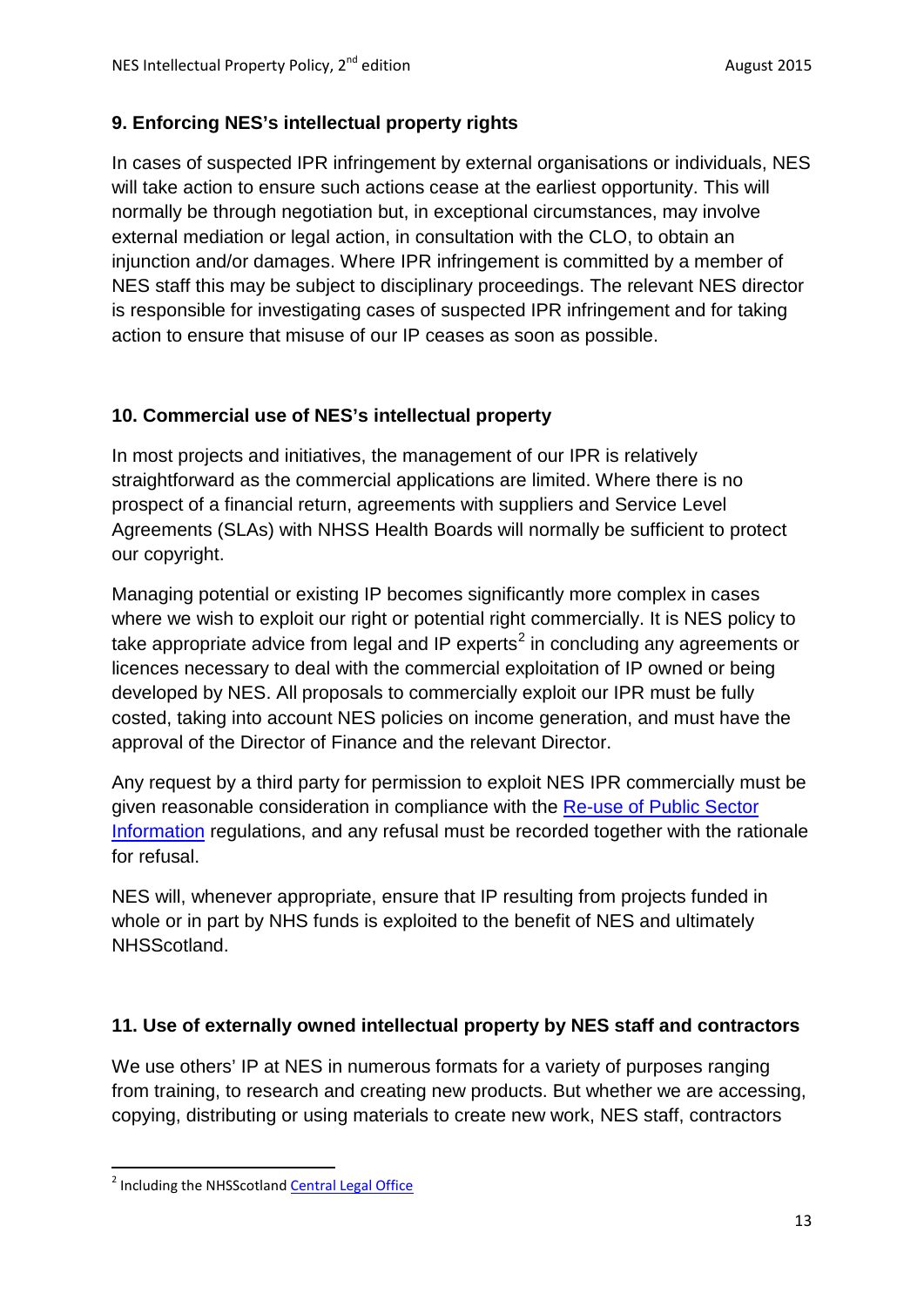## 9. Enforcing NES's intellectual property rights

In cases of suspected IPR infringement by external organisations or individuals, NES will take action to ensure such actions cease at the earliest opportunity. This will normally be through negotiation but, in exceptional circumstances, may involve external mediation or legal action, in consultation with the CLO, to obtain an injunction and/or damages. Where IPR infringement is committed by a member of NES staff this may be subject to disciplinary proceedings. The relevant NES director is responsible for investigating cases of suspected IPR infringement and for taking action to ensure that misuse of our IP ceases as soon as possible.

## 10. Commercial use of NES's intellectual property

In most projects and initiatives, the management of our IPR is relatively straightforward as the commercial applications are limited. Where there is no prospect of a financial return, agreements with suppliers and Service Level Agreements (SLAs) with NHSS Health Boards will normally be sufficient to protect our copyright.

Managing potential or existing IP becomes significantly more complex in cases where we wish to exploit our right or potential right commercially. It is NES policy to take appropriate advice from legal and IP experts[2] in concluding any agreements or licences necessary to deal with the commercial exploitation of IP owned or being developed by NES. All proposals to commercially exploit our IPR must be fully costed, taking into account NES policies on income generation, and must have the approval of the Director of Finance and the relevant Director.

Any request by a third party for permission to exploit NES IPR commercially must be given reasonable consideration in compliance with the Re-use of Public Sector Information regulations, and any refusal must be recorded together with the rationale for refusal.

NES will, whenever appropriate, ensure that IP resulting from projects funded in whole or in part by NHS funds is exploited to the benefit of NES and ultimately NHSScotland.

## 11. Use of externally owned intellectual property by NES staff and contractors

We use others' IP at NES in numerous formats for a variety of purposes ranging from training, to research and creating new products. But whether we are accessing, copying, distributing or using materials to create new work, NES staff, contractors

[2] Including the NHSScotland Central Legal Office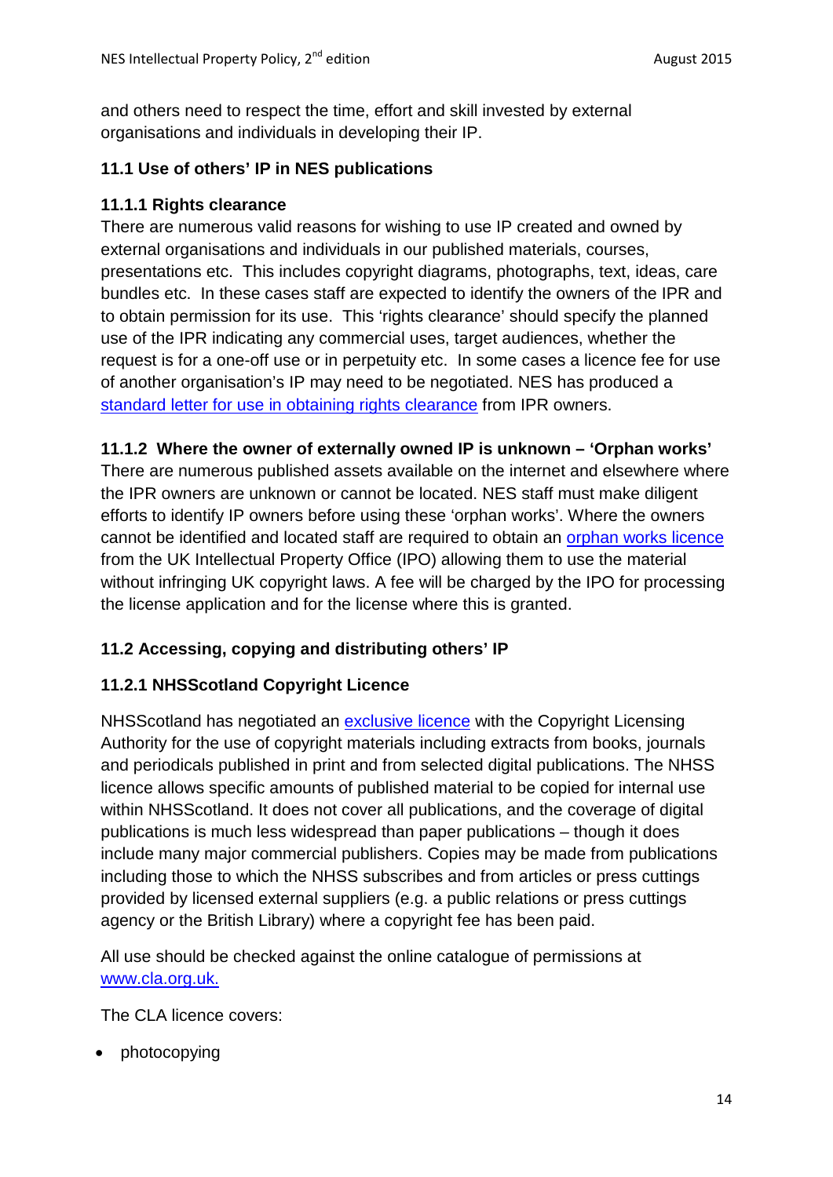and others need to respect the time, effort and skill invested by external organisations and individuals in developing their IP.

### 11.1 Use of others' IP in NES publications

#### 11.1.1 Rights clearance

There are numerous valid reasons for wishing to use IP created and owned by external organisations and individuals in our published materials, courses, presentations etc. This includes copyright diagrams, photographs, text, ideas, care bundles etc. In these cases staff are expected to identify the owners of the IPR and to obtain permission for its use. This 'rights clearance' should specify the planned use of the IPR indicating any commercial uses, target audiences, whether the request is for a one-off use or in perpetuity etc. In some cases a licence fee for use of another organisation's IP may need to be negotiated. NES has produced a standard letter for use in obtaining rights clearance from IPR owners.

#### 11.1.2 Where the owner of externally owned IP is unknown – 'Orphan works'

There are numerous published assets available on the internet and elsewhere where the IPR owners are unknown or cannot be located. NES staff must make diligent efforts to identify IP owners before using these 'orphan works'. Where the owners cannot be identified and located staff are required to obtain an orphan works licence from the UK Intellectual Property Office (IPO) allowing them to use the material without infringing UK copyright laws. A fee will be charged by the IPO for processing the license application and for the license where this is granted.

### 11.2 Accessing, copying and distributing others' IP

#### 11.2.1 NHSScotland Copyright Licence

NHSScotland has negotiated an exclusive licence with the Copyright Licensing Authority for the use of copyright materials including extracts from books, journals and periodicals published in print and from selected digital publications. The NHSS licence allows specific amounts of published material to be copied for internal use within NHSScotland. It does not cover all publications, and the coverage of digital publications is much less widespread than paper publications – though it does include many major commercial publishers. Copies may be made from publications including those to which the NHSS subscribes and from articles or press cuttings provided by licensed external suppliers (e.g. a public relations or press cuttings agency or the British Library) where a copyright fee has been paid.

All use should be checked against the online catalogue of permissions at www.cla.org.uk.

The CLA licence covers:

- photocopying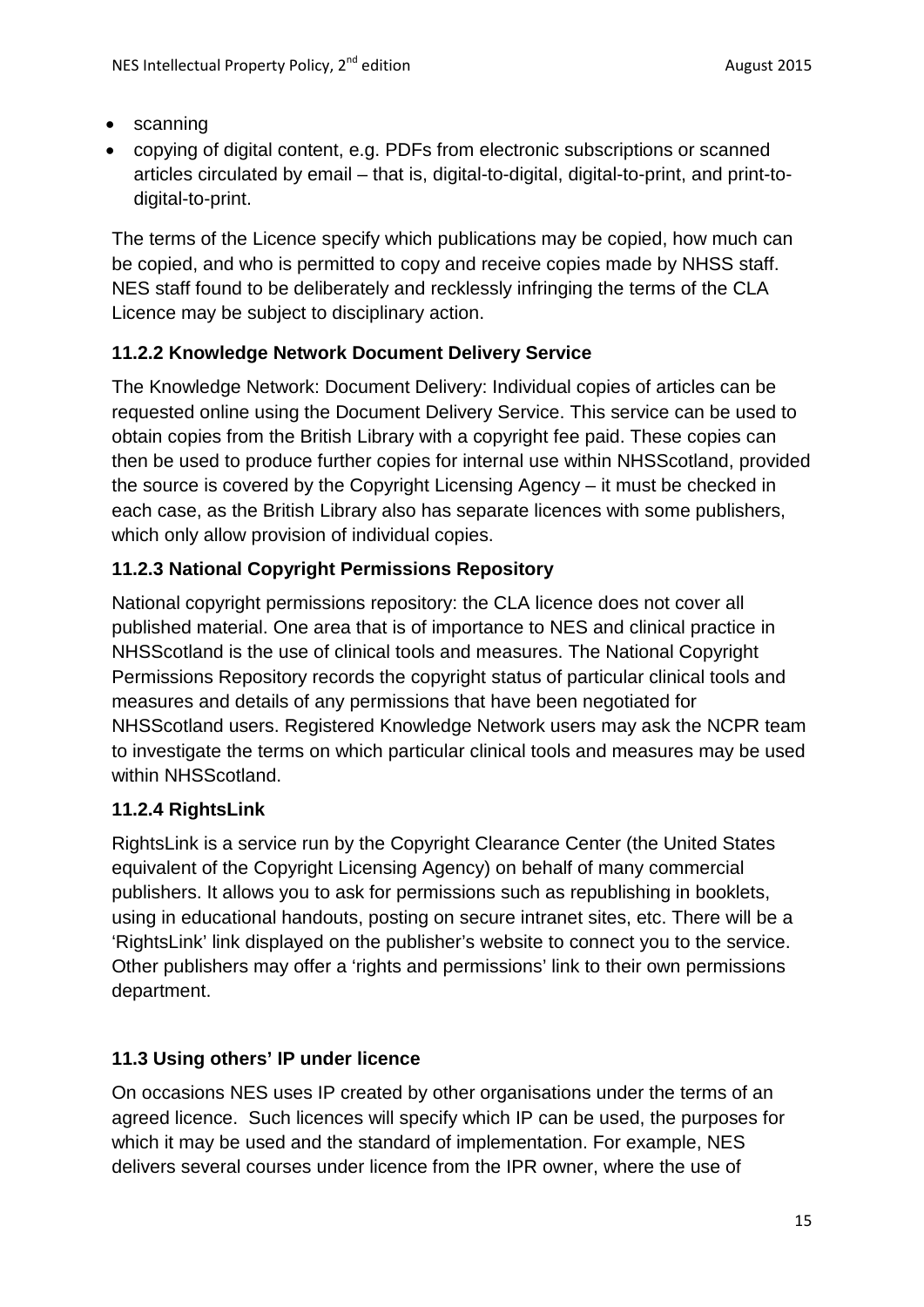- scanning
- copying of digital content, e.g. PDFs from electronic subscriptions or scanned articles circulated by email – that is, digital-to-digital, digital-to-print, and print-to-digital-to-print.

The terms of the Licence specify which publications may be copied, how much can be copied, and who is permitted to copy and receive copies made by NHSS staff. NES staff found to be deliberately and recklessly infringing the terms of the CLA Licence may be subject to disciplinary action.

### 11.2.2 Knowledge Network Document Delivery Service

The Knowledge Network: Document Delivery: Individual copies of articles can be requested online using the Document Delivery Service. This service can be used to obtain copies from the British Library with a copyright fee paid. These copies can then be used to produce further copies for internal use within NHSScotland, provided the source is covered by the Copyright Licensing Agency – it must be checked in each case, as the British Library also has separate licences with some publishers, which only allow provision of individual copies.

### 11.2.3 National Copyright Permissions Repository

National copyright permissions repository: the CLA licence does not cover all published material. One area that is of importance to NES and clinical practice in NHSScotland is the use of clinical tools and measures. The National Copyright Permissions Repository records the copyright status of particular clinical tools and measures and details of any permissions that have been negotiated for NHSScotland users. Registered Knowledge Network users may ask the NCPR team to investigate the terms on which particular clinical tools and measures may be used within NHSScotland.

### 11.2.4 RightsLink

RightsLink is a service run by the Copyright Clearance Center (the United States equivalent of the Copyright Licensing Agency) on behalf of many commercial publishers. It allows you to ask for permissions such as republishing in booklets, using in educational handouts, posting on secure intranet sites, etc. There will be a 'RightsLink' link displayed on the publisher's website to connect you to the service. Other publishers may offer a 'rights and permissions' link to their own permissions department.

## 11.3 Using others' IP under licence

On occasions NES uses IP created by other organisations under the terms of an agreed licence. Such licences will specify which IP can be used, the purposes for which it may be used and the standard of implementation. For example, NES delivers several courses under licence from the IPR owner, where the use of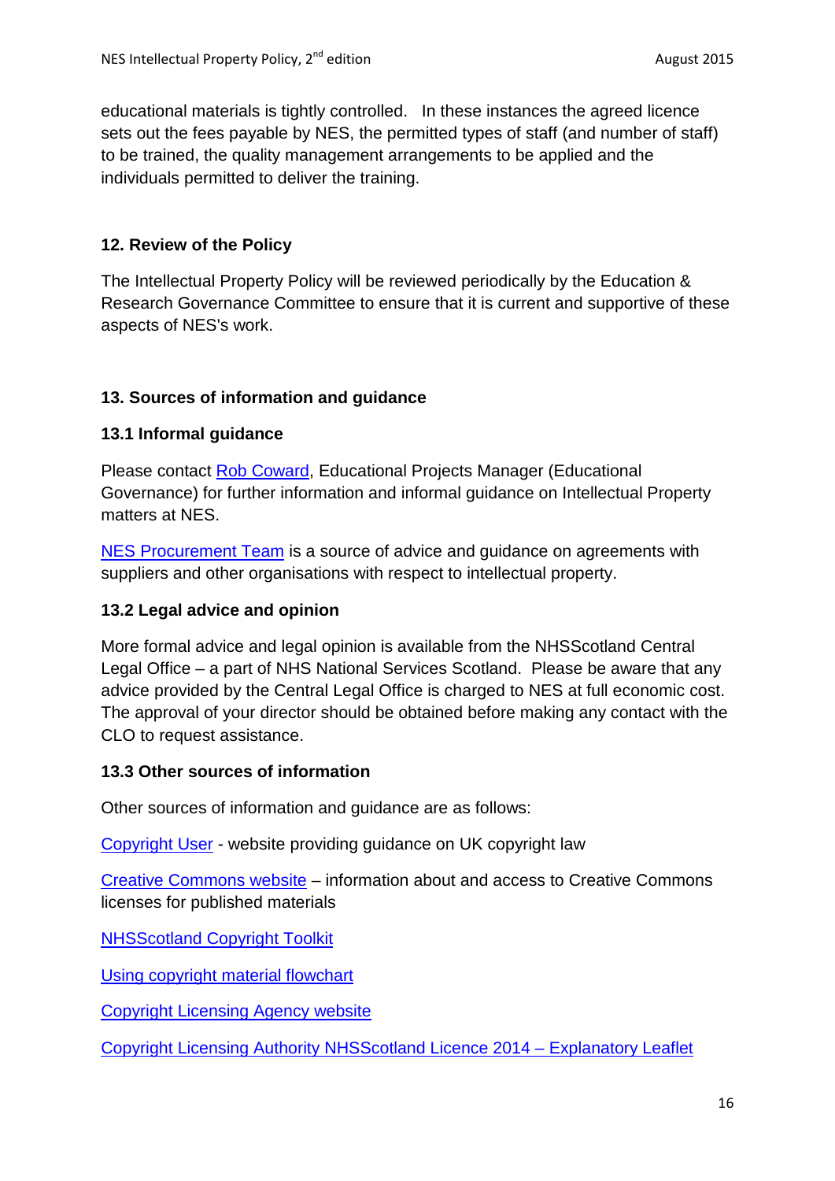educational materials is tightly controlled. In these instances the agreed licence sets out the fees payable by NES, the permitted types of staff (and number of staff) to be trained, the quality management arrangements to be applied and the individuals permitted to deliver the training.

## 12. Review of the Policy

The Intellectual Property Policy will be reviewed periodically by the Education & Research Governance Committee to ensure that it is current and supportive of these aspects of NES's work.

## 13. Sources of information and guidance

### 13.1 Informal guidance

Please contact Rob Coward, Educational Projects Manager (Educational Governance) for further information and informal guidance on Intellectual Property matters at NES.

NES Procurement Team is a source of advice and guidance on agreements with suppliers and other organisations with respect to intellectual property.

### 13.2 Legal advice and opinion

More formal advice and legal opinion is available from the NHSScotland Central Legal Office – a part of NHS National Services Scotland. Please be aware that any advice provided by the Central Legal Office is charged to NES at full economic cost. The approval of your director should be obtained before making any contact with the CLO to request assistance.

### 13.3 Other sources of information

Other sources of information and guidance are as follows:

Copyright User - website providing guidance on UK copyright law

Creative Commons website – information about and access to Creative Commons licenses for published materials

NHSScotland Copyright Toolkit

Using copyright material flowchart

Copyright Licensing Agency website

Copyright Licensing Authority NHSScotland Licence 2014 – Explanatory Leaflet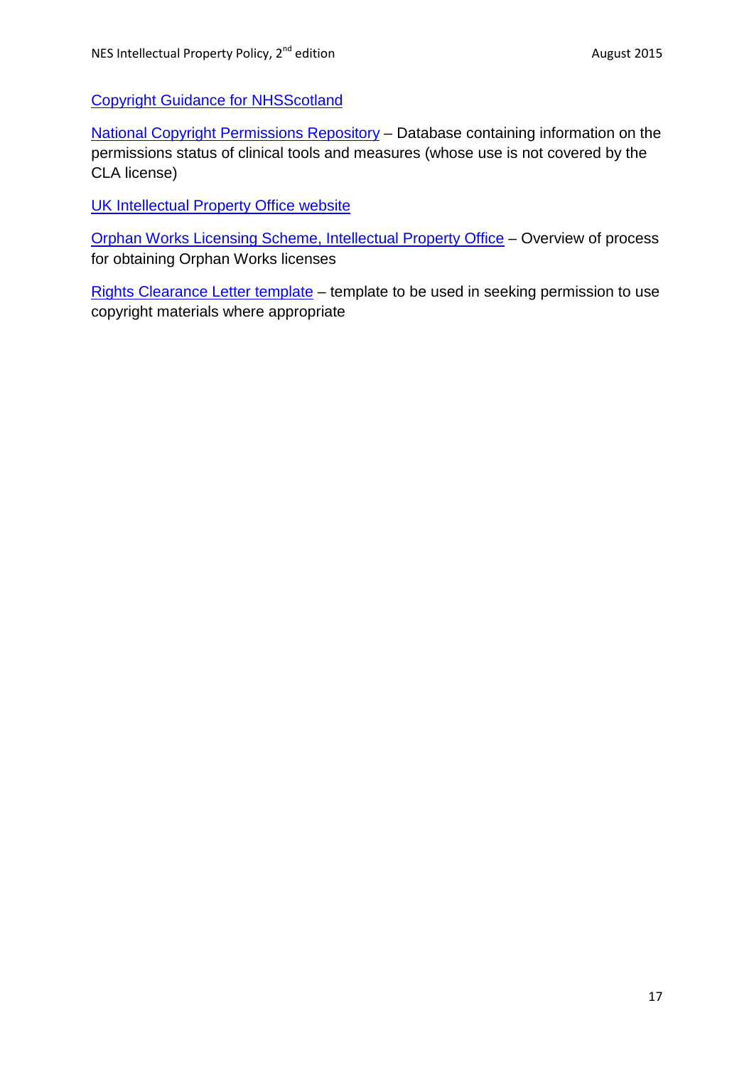Copyright Guidance for NHSScotland

National Copyright Permissions Repository – Database containing information on the permissions status of clinical tools and measures (whose use is not covered by the CLA license)

UK Intellectual Property Office website

Orphan Works Licensing Scheme, Intellectual Property Office – Overview of process for obtaining Orphan Works licenses

Rights Clearance Letter template – template to be used in seeking permission to use copyright materials where appropriate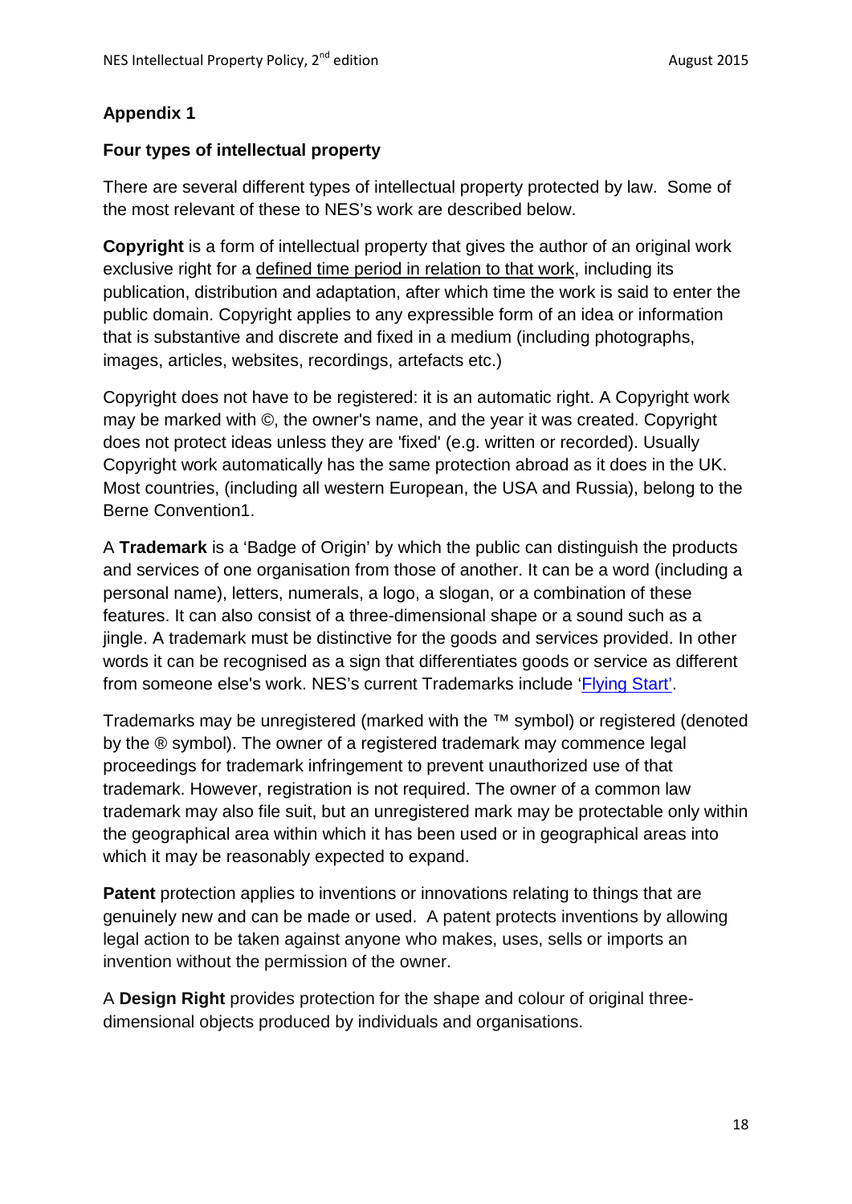## Appendix 1

### Four types of intellectual property

There are several different types of intellectual property protected by law. Some of the most relevant of these to NES's work are described below.

**Copyright** is a form of intellectual property that gives the author of an original work exclusive right for a defined time period in relation to that work, including its publication, distribution and adaptation, after which time the work is said to enter the public domain. Copyright applies to any expressible form of an idea or information that is substantive and discrete and fixed in a medium (including photographs, images, articles, websites, recordings, artefacts etc.)

Copyright does not have to be registered: it is an automatic right. A Copyright work may be marked with ©, the owner's name, and the year it was created. Copyright does not protect ideas unless they are 'fixed' (e.g. written or recorded). Usually Copyright work automatically has the same protection abroad as it does in the UK. Most countries, (including all western European, the USA and Russia), belong to the Berne Convention1.

A **Trademark** is a 'Badge of Origin' by which the public can distinguish the products and services of one organisation from those of another. It can be a word (including a personal name), letters, numerals, a logo, a slogan, or a combination of these features. It can also consist of a three-dimensional shape or a sound such as a jingle. A trademark must be distinctive for the goods and services provided. In other words it can be recognised as a sign that differentiates goods or service as different from someone else's work. NES's current Trademarks include 'Flying Start'.

Trademarks may be unregistered (marked with the ™ symbol) or registered (denoted by the ® symbol). The owner of a registered trademark may commence legal proceedings for trademark infringement to prevent unauthorized use of that trademark. However, registration is not required. The owner of a common law trademark may also file suit, but an unregistered mark may be protectable only within the geographical area within which it has been used or in geographical areas into which it may be reasonably expected to expand.

**Patent** protection applies to inventions or innovations relating to things that are genuinely new and can be made or used. A patent protects inventions by allowing legal action to be taken against anyone who makes, uses, sells or imports an invention without the permission of the owner.

A **Design Right** provides protection for the shape and colour of original three-dimensional objects produced by individuals and organisations.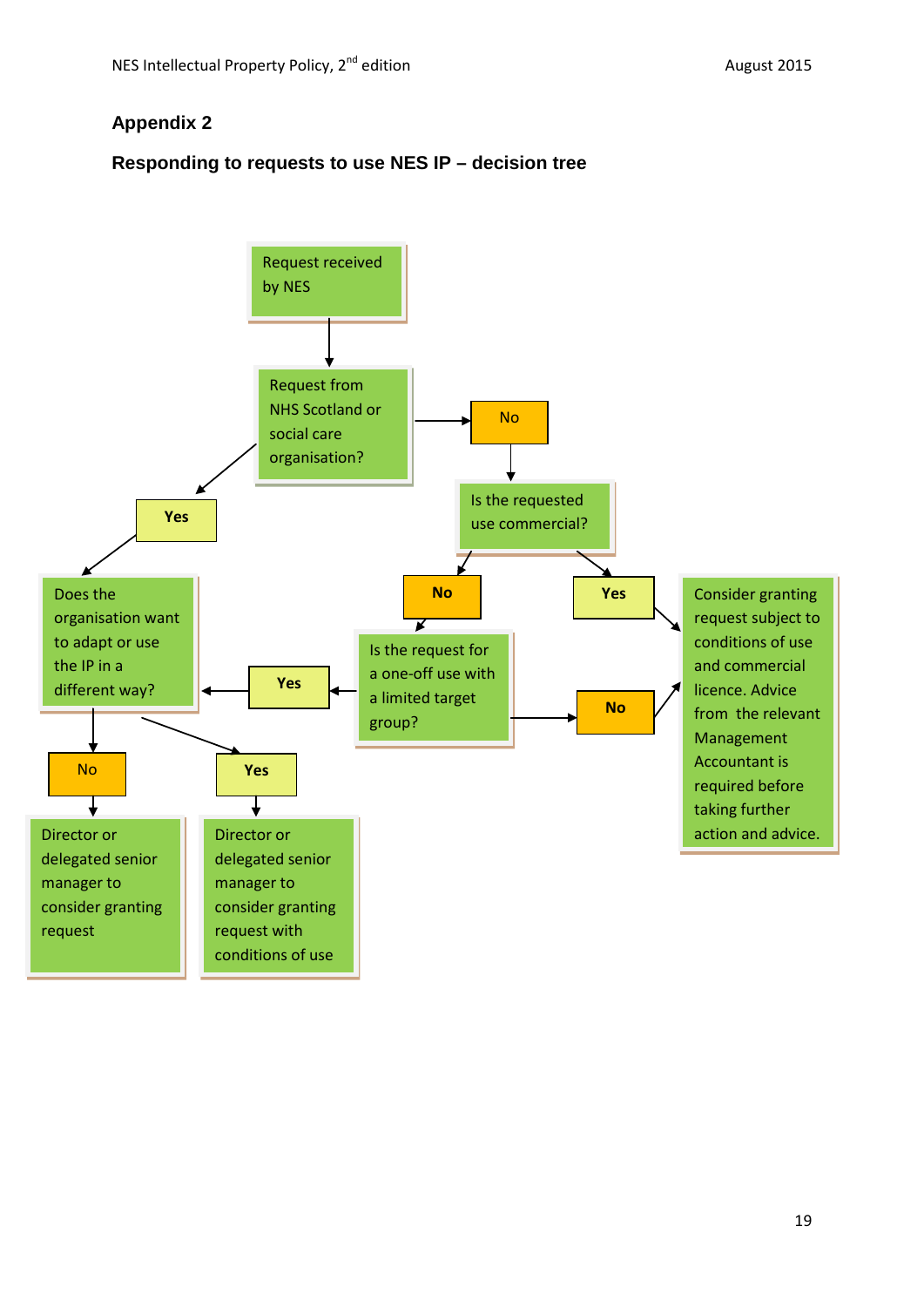## Appendix 2

### Responding to requests to use NES IP – decision tree

Request received by NES

Request from NHS Scotland or social care organisation?

No

Is the requested use commercial?

Yes

No

Yes

Does the organisation want to adapt or use the IP in a different way?

Yes

Is the request for a one-off use with a limited target group?

No

Consider granting request subject to conditions of use and commercial licence. Advice from the relevant Management Accountant is required before taking further action and advice.

No

Yes

Director or delegated senior manager to consider granting request

Director or delegated senior manager to consider granting request with conditions of use